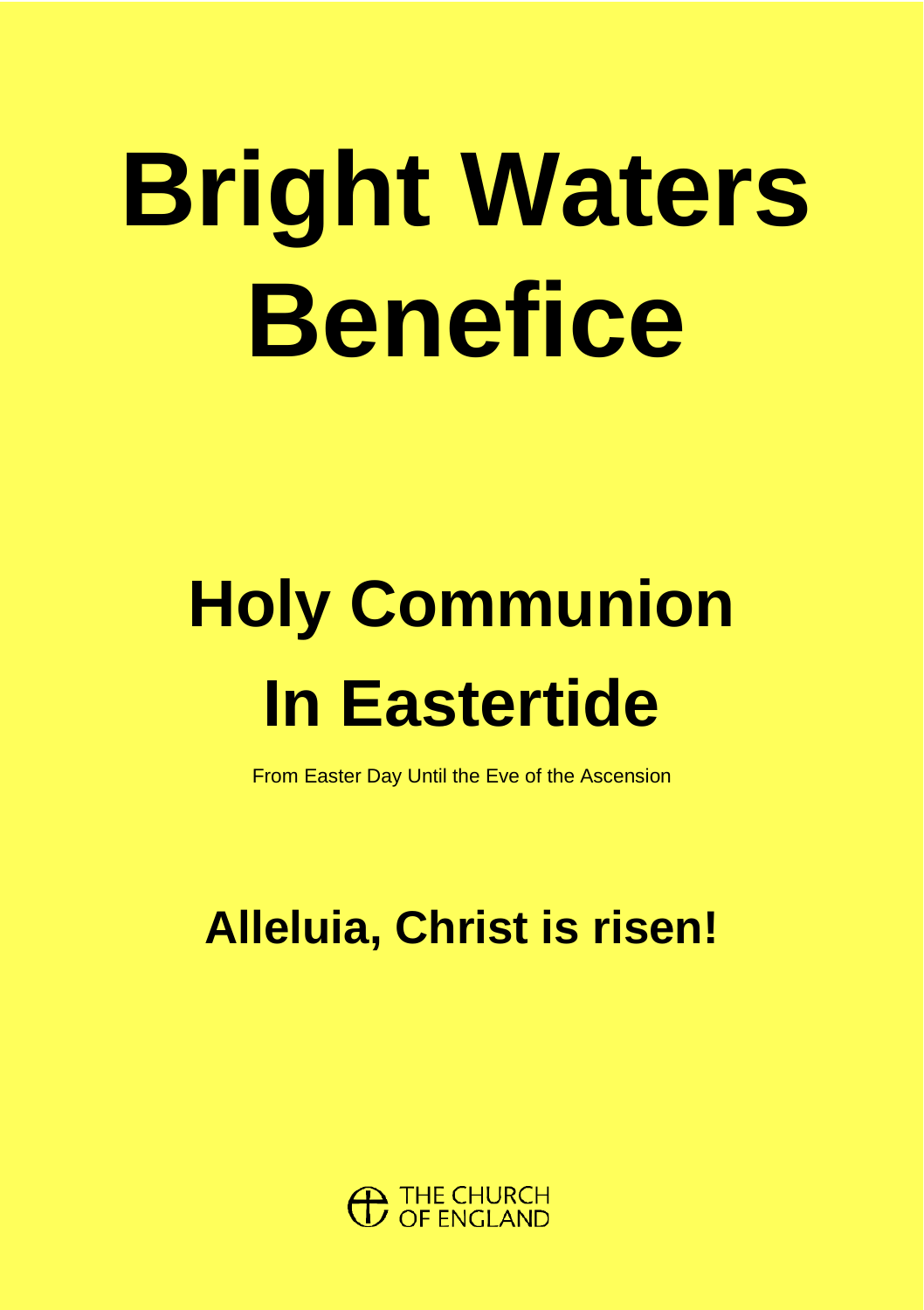# Bright Waters Benefice

## Holy Communion In Eastertide

From Easter Day Until the Eve of the Ascension

## Alleluia, Christ is risen!

THE CHURCH OF ENGLAND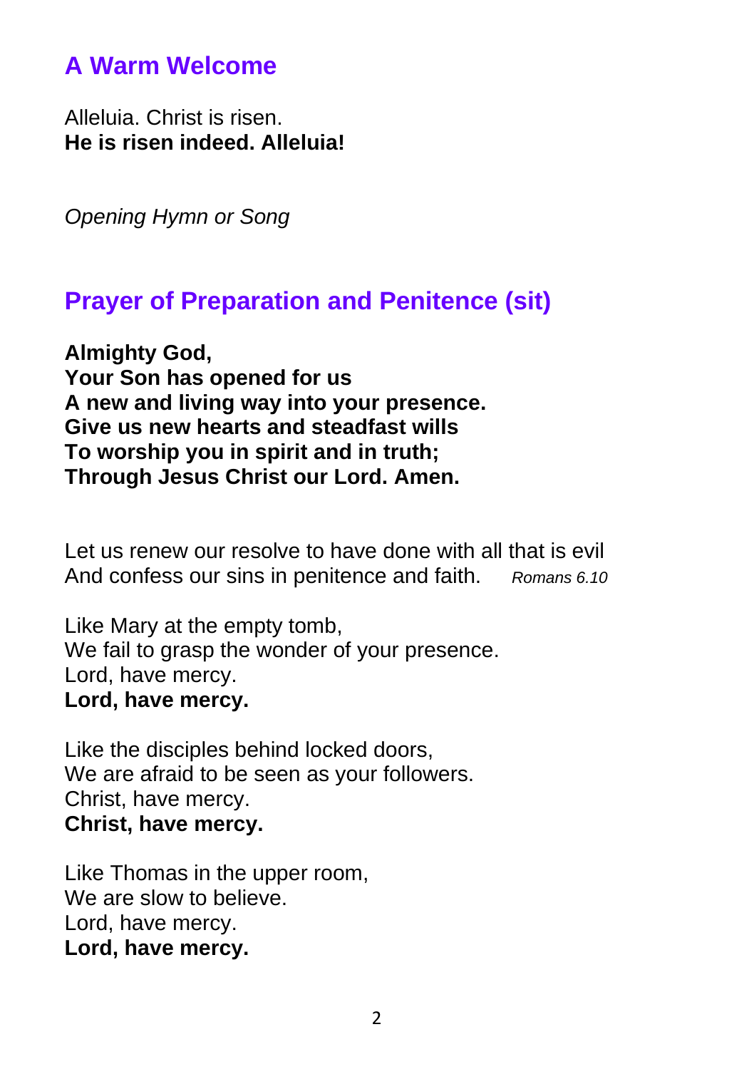## A Warm Welcome

Alleluia. Christ is risen.
**He is risen indeed. Alleluia!**

*Opening Hymn or Song*

## Prayer of Preparation and Penitence (sit)

**Almighty God,**
**Your Son has opened for us**
**A new and living way into your presence.**
**Give us new hearts and steadfast wills**
**To worship you in spirit and in truth;**
**Through Jesus Christ our Lord. Amen.**

Let us renew our resolve to have done with all that is evil
And confess our sins in penitence and faith. *Romans 6.10*

Like Mary at the empty tomb,
We fail to grasp the wonder of your presence.
Lord, have mercy.
**Lord, have mercy.**

Like the disciples behind locked doors,
We are afraid to be seen as your followers.
Christ, have mercy.
**Christ, have mercy.**

Like Thomas in the upper room,
We are slow to believe.
Lord, have mercy.
**Lord, have mercy.**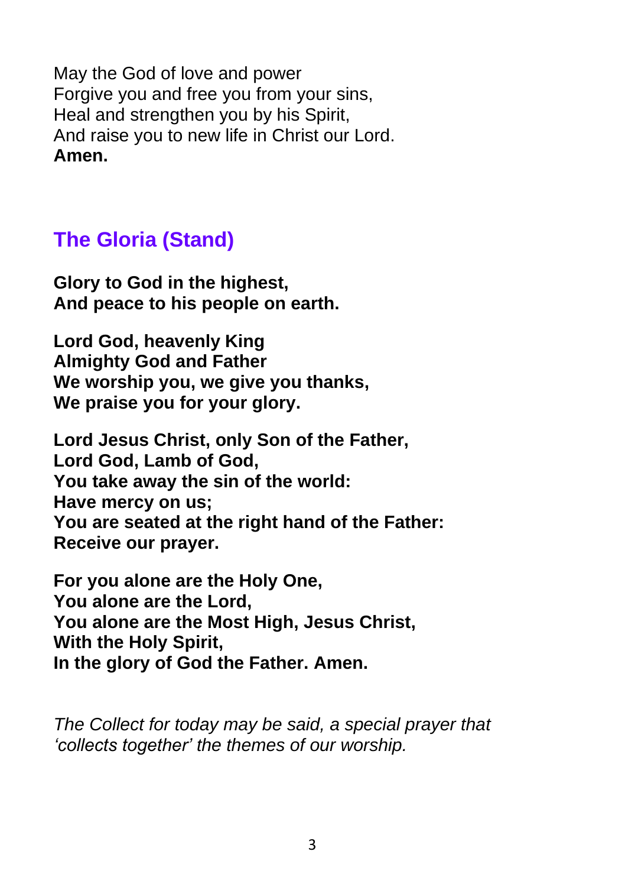May the God of love and power
Forgive you and free you from your sins,
Heal and strengthen you by his Spirit,
And raise you to new life in Christ our Lord.
**Amen.**

## The Gloria (Stand)

**Glory to God in the highest,**
**And peace to his people on earth.**

**Lord God, heavenly King**
**Almighty God and Father**
**We worship you, we give you thanks,**
**We praise you for your glory.**

**Lord Jesus Christ, only Son of the Father,**
**Lord God, Lamb of God,**
**You take away the sin of the world:**
**Have mercy on us;**
**You are seated at the right hand of the Father:**
**Receive our prayer.**

**For you alone are the Holy One,**
**You alone are the Lord,**
**You alone are the Most High, Jesus Christ,**
**With the Holy Spirit,**
**In the glory of God the Father. Amen.**

*The Collect for today may be said, a special prayer that 'collects together' the themes of our worship.*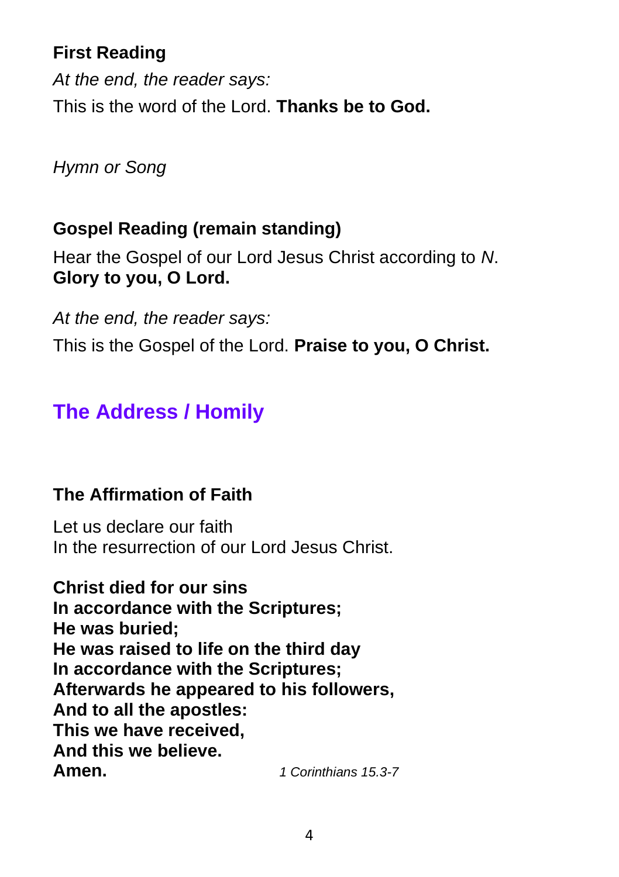**First Reading**

*At the end, the reader says:*

This is the word of the Lord. **Thanks be to God.**

*Hymn or Song*

**Gospel Reading (remain standing)**

Hear the Gospel of our Lord Jesus Christ according to *N*.
**Glory to you, O Lord.**

*At the end, the reader says:*

This is the Gospel of the Lord. **Praise to you, O Christ.**

## The Address / Homily

**The Affirmation of Faith**

Let us declare our faith
In the resurrection of our Lord Jesus Christ.

**Christ died for our sins**
**In accordance with the Scriptures;**
**He was buried;**
**He was raised to life on the third day**
**In accordance with the Scriptures;**
**Afterwards he appeared to his followers,**
**And to all the apostles:**
**This we have received,**
**And this we believe.**
**Amen.** *1 Corinthians 15.3-7*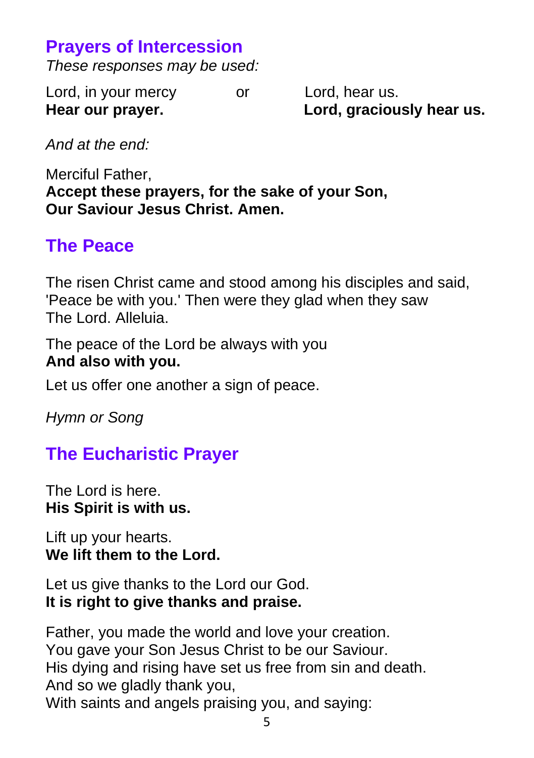## Prayers of Intercession

*These responses may be used:*

Lord, in your mercy
**Hear our prayer.**

or

Lord, hear us.
**Lord, graciously hear us.**

*And at the end:*

Merciful Father,
**Accept these prayers, for the sake of your Son,**
**Our Saviour Jesus Christ. Amen.**

## The Peace

The risen Christ came and stood among his disciples and said, 'Peace be with you.' Then were they glad when they saw The Lord. Alleluia.

The peace of the Lord be always with you
**And also with you.**

Let us offer one another a sign of peace.

*Hymn or Song*

## The Eucharistic Prayer

The Lord is here.
**His Spirit is with us.**

Lift up your hearts.
**We lift them to the Lord.**

Let us give thanks to the Lord our God.
**It is right to give thanks and praise.**

Father, you made the world and love your creation.
You gave your Son Jesus Christ to be our Saviour.
His dying and rising have set us free from sin and death.
And so we gladly thank you,
With saints and angels praising you, and saying: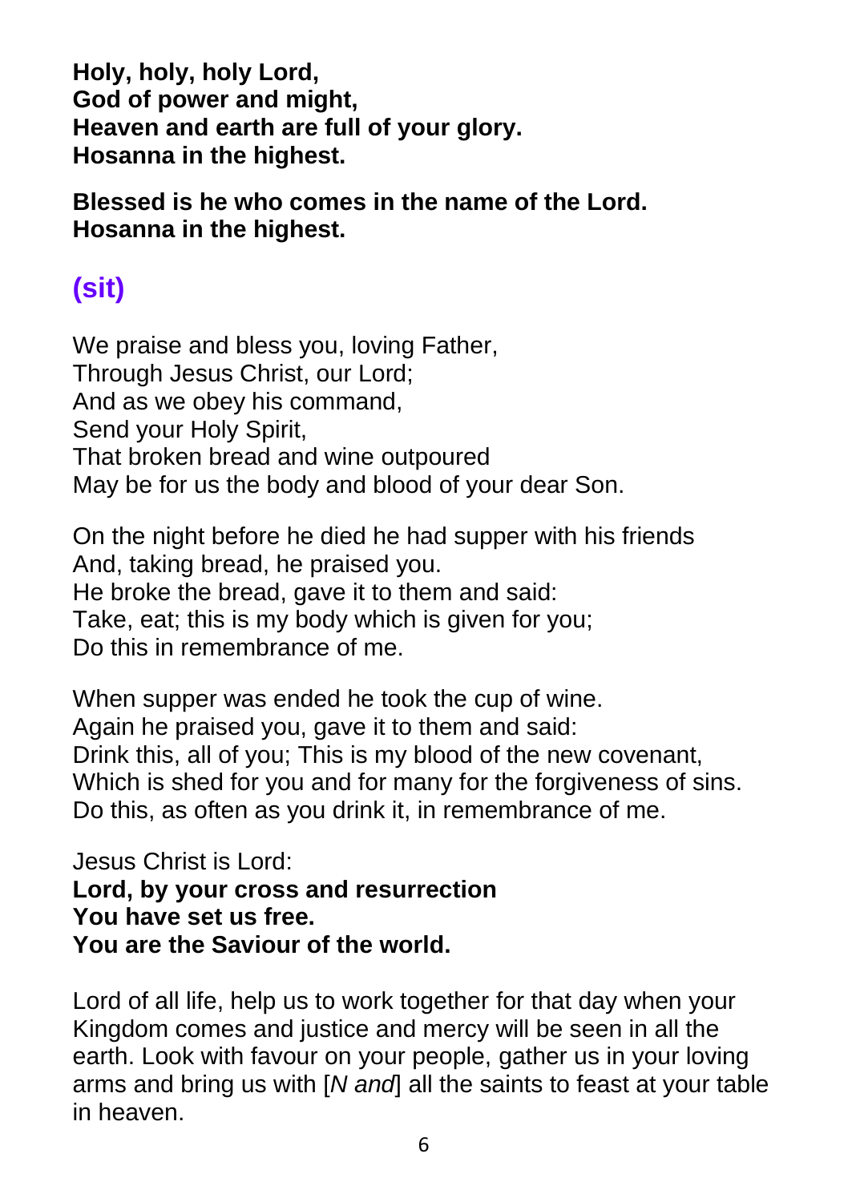**Holy, holy, holy Lord,**
**God of power and might,**
**Heaven and earth are full of your glory.**
**Hosanna in the highest.**

**Blessed is he who comes in the name of the Lord.**
**Hosanna in the highest.**

## (sit)

We praise and bless you, loving Father,
Through Jesus Christ, our Lord;
And as we obey his command,
Send your Holy Spirit,
That broken bread and wine outpoured
May be for us the body and blood of your dear Son.

On the night before he died he had supper with his friends
And, taking bread, he praised you.
He broke the bread, gave it to them and said:
Take, eat; this is my body which is given for you;
Do this in remembrance of me.

When supper was ended he took the cup of wine.
Again he praised you, gave it to them and said:
Drink this, all of you; This is my blood of the new covenant,
Which is shed for you and for many for the forgiveness of sins.
Do this, as often as you drink it, in remembrance of me.

Jesus Christ is Lord:
**Lord, by your cross and resurrection**
**You have set us free.**
**You are the Saviour of the world.**

Lord of all life, help us to work together for that day when your Kingdom comes and justice and mercy will be seen in all the earth. Look with favour on your people, gather us in your loving arms and bring us with [*N and*] all the saints to feast at your table in heaven.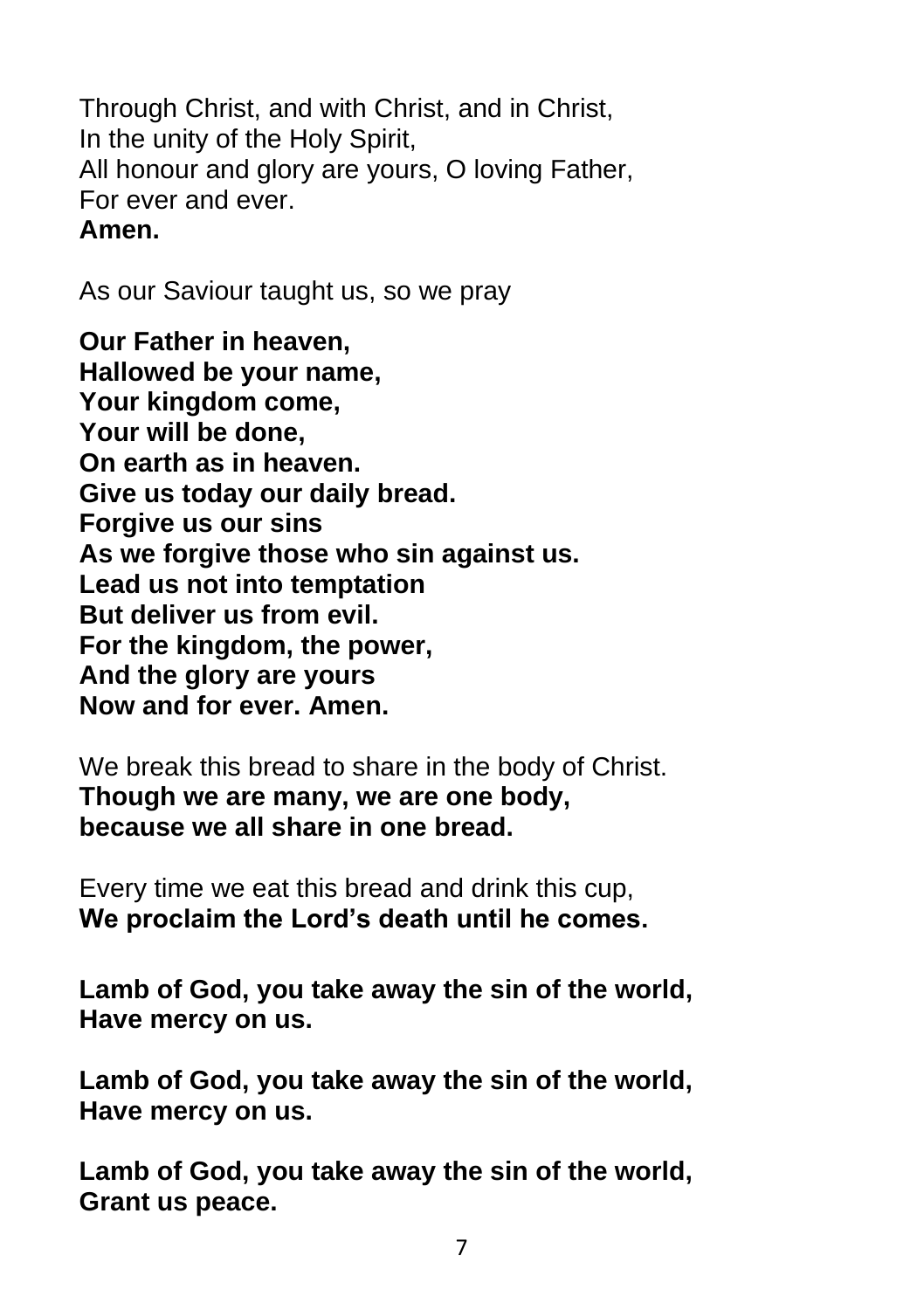Through Christ, and with Christ, and in Christ,
In the unity of the Holy Spirit,
All honour and glory are yours, O loving Father,
For ever and ever.
**Amen.**

As our Saviour taught us, so we pray

**Our Father in heaven,**
**Hallowed be your name,**
**Your kingdom come,**
**Your will be done,**
**On earth as in heaven.**
**Give us today our daily bread.**
**Forgive us our sins**
**As we forgive those who sin against us.**
**Lead us not into temptation**
**But deliver us from evil.**
**For the kingdom, the power,**
**And the glory are yours**
**Now and for ever. Amen.**

We break this bread to share in the body of Christ.
**Though we are many, we are one body,**
**because we all share in one bread.**

Every time we eat this bread and drink this cup,
**We proclaim the Lord's death until he comes.**

**Lamb of God, you take away the sin of the world,**
**Have mercy on us.**

**Lamb of God, you take away the sin of the world,**
**Have mercy on us.**

**Lamb of God, you take away the sin of the world,**
**Grant us peace.**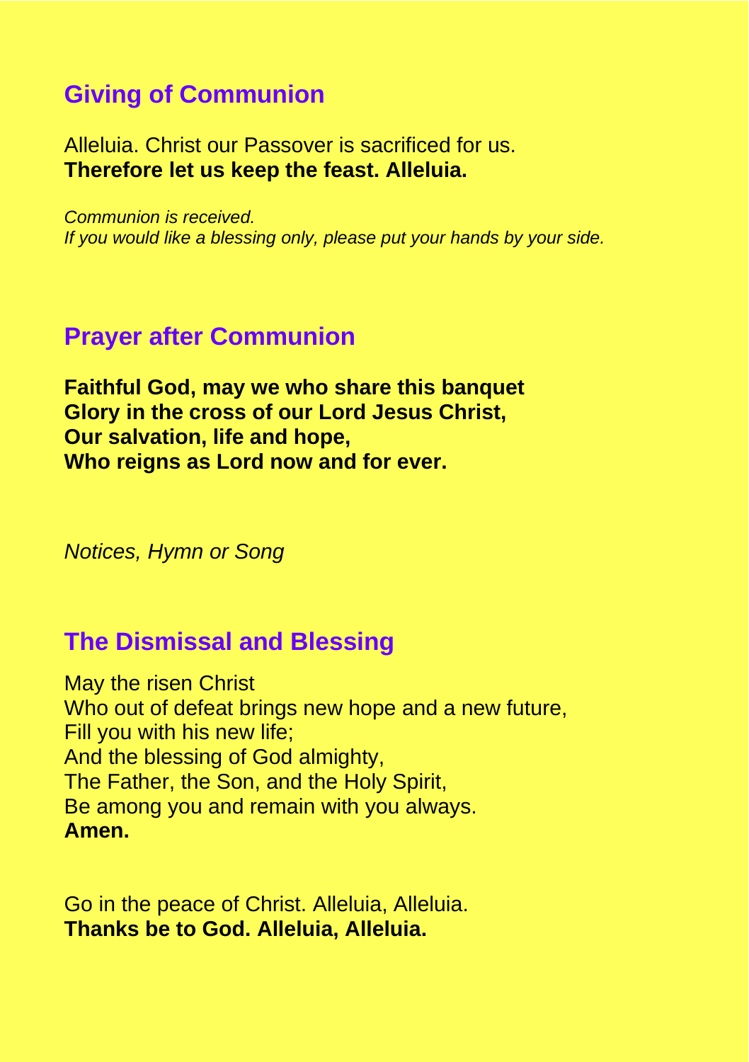## Giving of Communion

Alleluia. Christ our Passover is sacrificed for us.
**Therefore let us keep the feast. Alleluia.**

*Communion is received.*
*If you would like a blessing only, please put your hands by your side.*

## Prayer after Communion

**Faithful God, may we who share this banquet**
**Glory in the cross of our Lord Jesus Christ,**
**Our salvation, life and hope,**
**Who reigns as Lord now and for ever.**

*Notices, Hymn or Song*

## The Dismissal and Blessing

May the risen Christ
Who out of defeat brings new hope and a new future,
Fill you with his new life;
And the blessing of God almighty,
The Father, the Son, and the Holy Spirit,
Be among you and remain with you always.
**Amen.**

Go in the peace of Christ. Alleluia, Alleluia.
**Thanks be to God. Alleluia, Alleluia.**